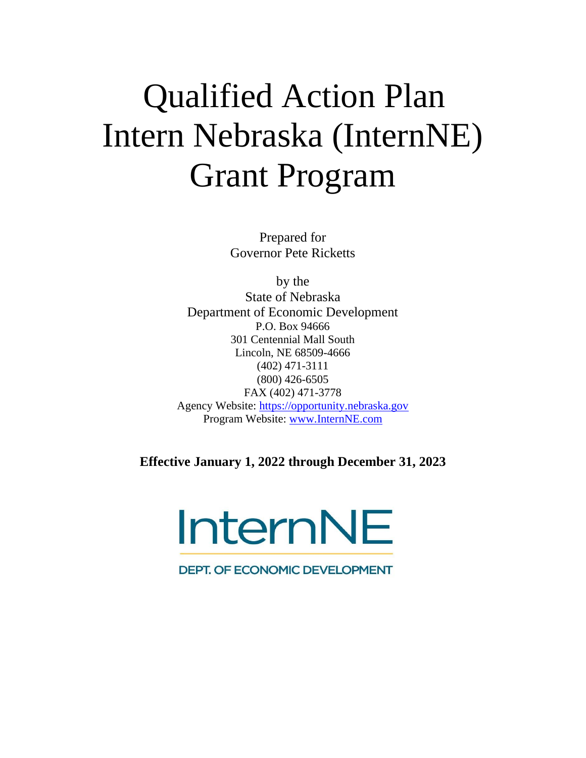# Qualified Action Plan
# Intern Nebraska (InternNE)
# Grant Program

Prepared for
Governor Pete Ricketts

by the
State of Nebraska
Department of Economic Development
P.O. Box 94666
301 Centennial Mall South
Lincoln, NE 68509-4666
(402) 471-3111
(800) 426-6505
FAX (402) 471-3778
Agency Website: https://opportunity.nebraska.gov
Program Website: www.InternNE.com

**Effective January 1, 2022 through December 31, 2023**

InternNE

DEPT. OF ECONOMIC DEVELOPMENT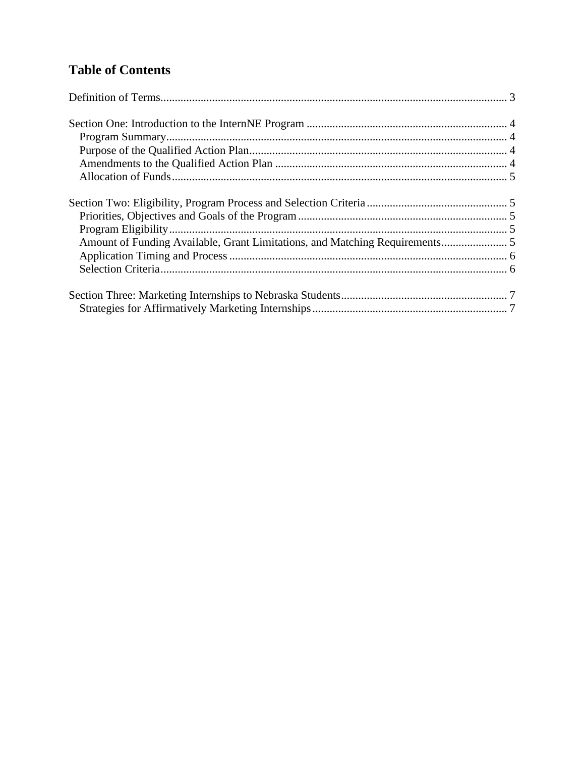## Table of Contents

Definition of Terms ........................................................................................................ 3

Section One: Introduction to the InternNE Program ...................................................................... 4
- Program Summary ........................................................................................................ 4
- Purpose of the Qualified Action Plan ........................................................................................ 4
- Amendments to the Qualified Action Plan ................................................................................ 4
- Allocation of Funds ........................................................................................................ 5

Section Two: Eligibility, Program Process and Selection Criteria ................................................. 5
- Priorities, Objectives and Goals of the Program ......................................................................... 5
- Program Eligibility ........................................................................................................ 5
- Amount of Funding Available, Grant Limitations, and Matching Requirements ....................... 5
- Application Timing and Process ................................................................................................ 6
- Selection Criteria ........................................................................................................ 6

Section Three: Marketing Internships to Nebraska Students .......................................................... 7
- Strategies for Affirmatively Marketing Internships ................................................................... 7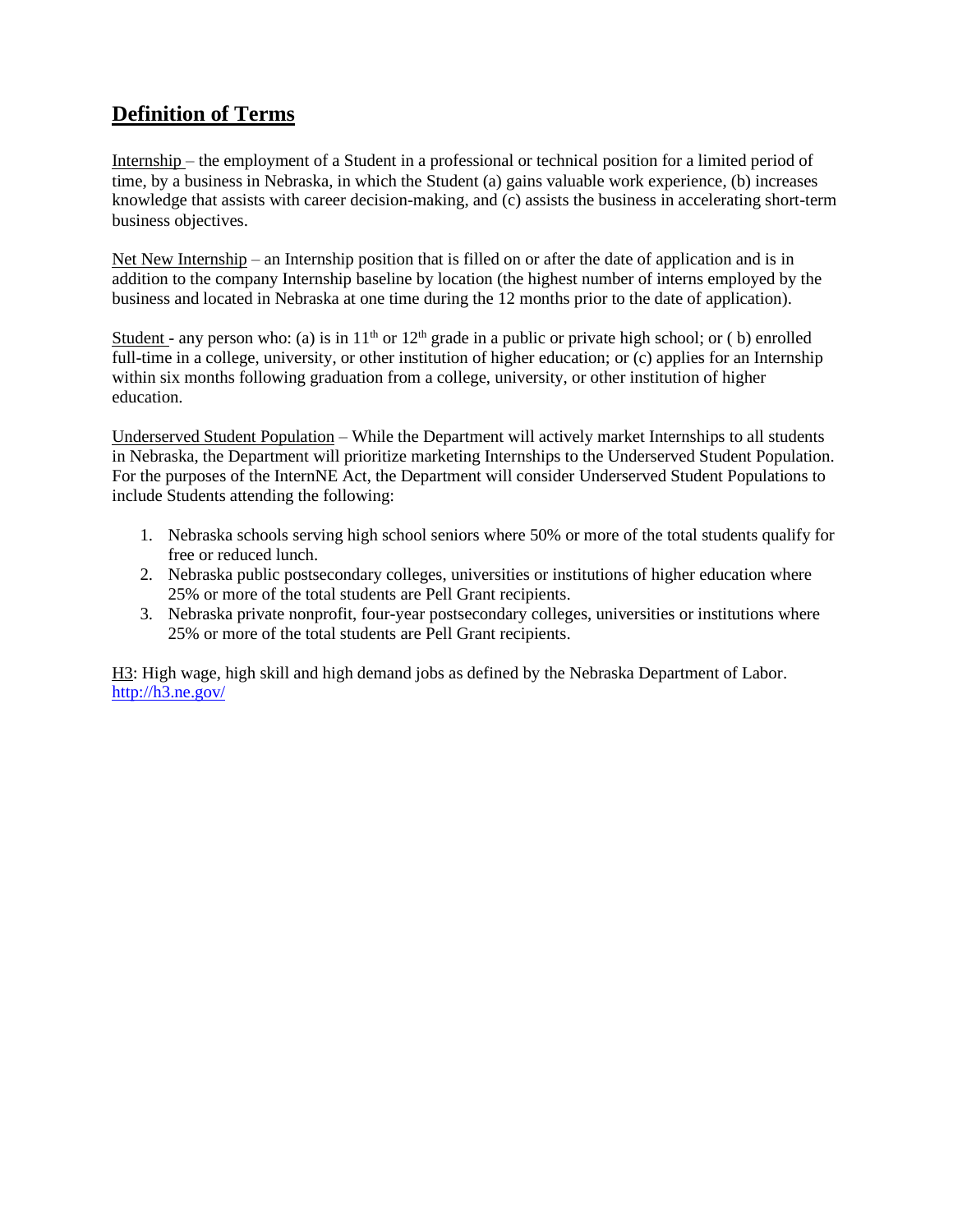## Definition of Terms

Internship – the employment of a Student in a professional or technical position for a limited period of time, by a business in Nebraska, in which the Student (a) gains valuable work experience, (b) increases knowledge that assists with career decision-making, and (c) assists the business in accelerating short-term business objectives.

Net New Internship – an Internship position that is filled on or after the date of application and is in addition to the company Internship baseline by location (the highest number of interns employed by the business and located in Nebraska at one time during the 12 months prior to the date of application).

Student - any person who: (a) is in 11th or 12th grade in a public or private high school; or ( b) enrolled full-time in a college, university, or other institution of higher education; or (c) applies for an Internship within six months following graduation from a college, university, or other institution of higher education.

Underserved Student Population – While the Department will actively market Internships to all students in Nebraska, the Department will prioritize marketing Internships to the Underserved Student Population. For the purposes of the InternNE Act, the Department will consider Underserved Student Populations to include Students attending the following:

1. Nebraska schools serving high school seniors where 50% or more of the total students qualify for free or reduced lunch.
2. Nebraska public postsecondary colleges, universities or institutions of higher education where 25% or more of the total students are Pell Grant recipients.
3. Nebraska private nonprofit, four-year postsecondary colleges, universities or institutions where 25% or more of the total students are Pell Grant recipients.

H3: High wage, high skill and high demand jobs as defined by the Nebraska Department of Labor. http://h3.ne.gov/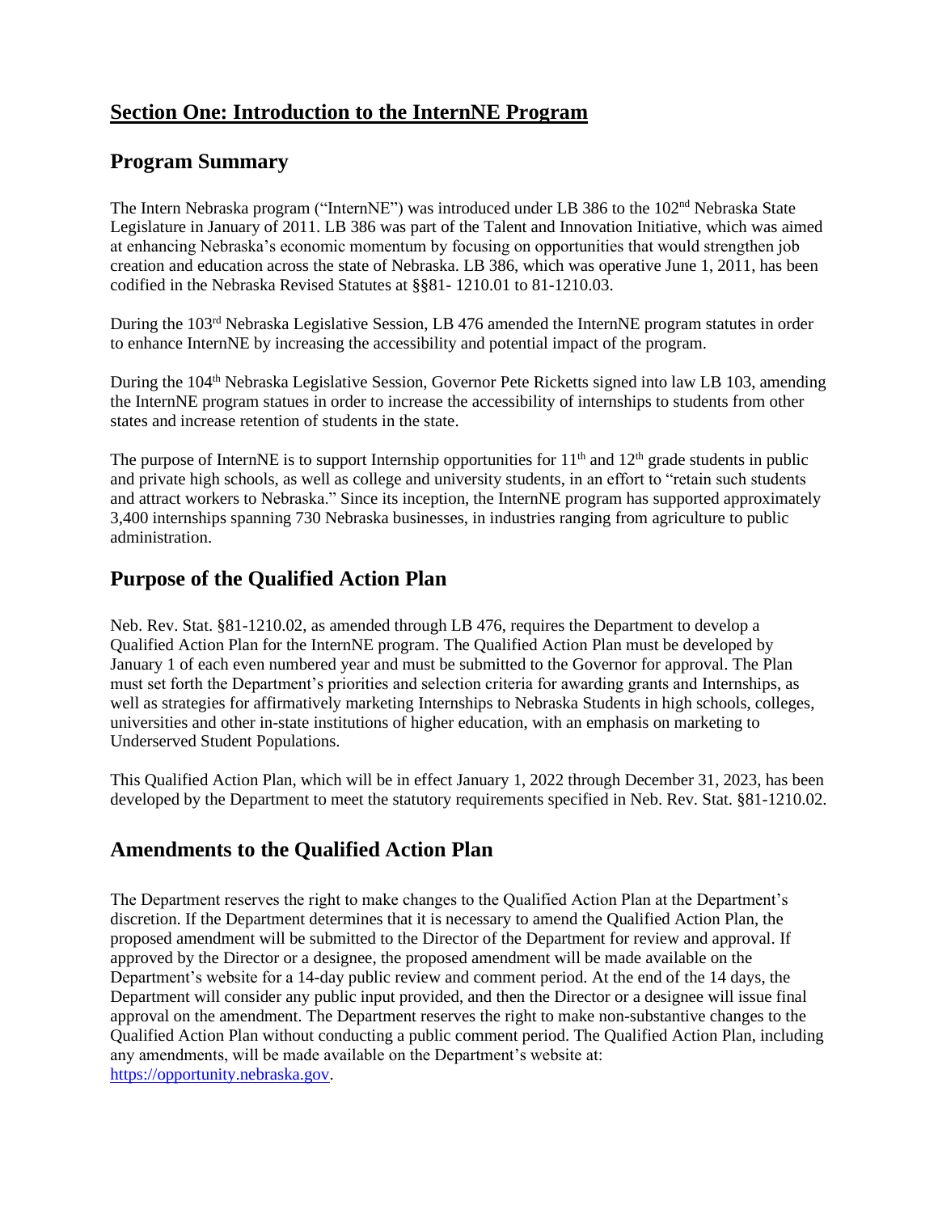# Section One: Introduction to the InternNE Program

## Program Summary

The Intern Nebraska program ("InternNE") was introduced under LB 386 to the 102nd Nebraska State Legislature in January of 2011. LB 386 was part of the Talent and Innovation Initiative, which was aimed at enhancing Nebraska's economic momentum by focusing on opportunities that would strengthen job creation and education across the state of Nebraska. LB 386, which was operative June 1, 2011, has been codified in the Nebraska Revised Statutes at §§81- 1210.01 to 81-1210.03.

During the 103rd Nebraska Legislative Session, LB 476 amended the InternNE program statutes in order to enhance InternNE by increasing the accessibility and potential impact of the program.

During the 104th Nebraska Legislative Session, Governor Pete Ricketts signed into law LB 103, amending the InternNE program statues in order to increase the accessibility of internships to students from other states and increase retention of students in the state.

The purpose of InternNE is to support Internship opportunities for 11th and 12th grade students in public and private high schools, as well as college and university students, in an effort to "retain such students and attract workers to Nebraska." Since its inception, the InternNE program has supported approximately 3,400 internships spanning 730 Nebraska businesses, in industries ranging from agriculture to public administration.

## Purpose of the Qualified Action Plan

Neb. Rev. Stat. §81-1210.02, as amended through LB 476, requires the Department to develop a Qualified Action Plan for the InternNE program. The Qualified Action Plan must be developed by January 1 of each even numbered year and must be submitted to the Governor for approval. The Plan must set forth the Department's priorities and selection criteria for awarding grants and Internships, as well as strategies for affirmatively marketing Internships to Nebraska Students in high schools, colleges, universities and other in-state institutions of higher education, with an emphasis on marketing to Underserved Student Populations.

This Qualified Action Plan, which will be in effect January 1, 2022 through December 31, 2023, has been developed by the Department to meet the statutory requirements specified in Neb. Rev. Stat. §81-1210.02.

## Amendments to the Qualified Action Plan

The Department reserves the right to make changes to the Qualified Action Plan at the Department's discretion. If the Department determines that it is necessary to amend the Qualified Action Plan, the proposed amendment will be submitted to the Director of the Department for review and approval. If approved by the Director or a designee, the proposed amendment will be made available on the Department's website for a 14-day public review and comment period. At the end of the 14 days, the Department will consider any public input provided, and then the Director or a designee will issue final approval on the amendment. The Department reserves the right to make non-substantive changes to the Qualified Action Plan without conducting a public comment period. The Qualified Action Plan, including any amendments, will be made available on the Department's website at: [https://opportunity.nebraska.gov](https://opportunity.nebraska.gov).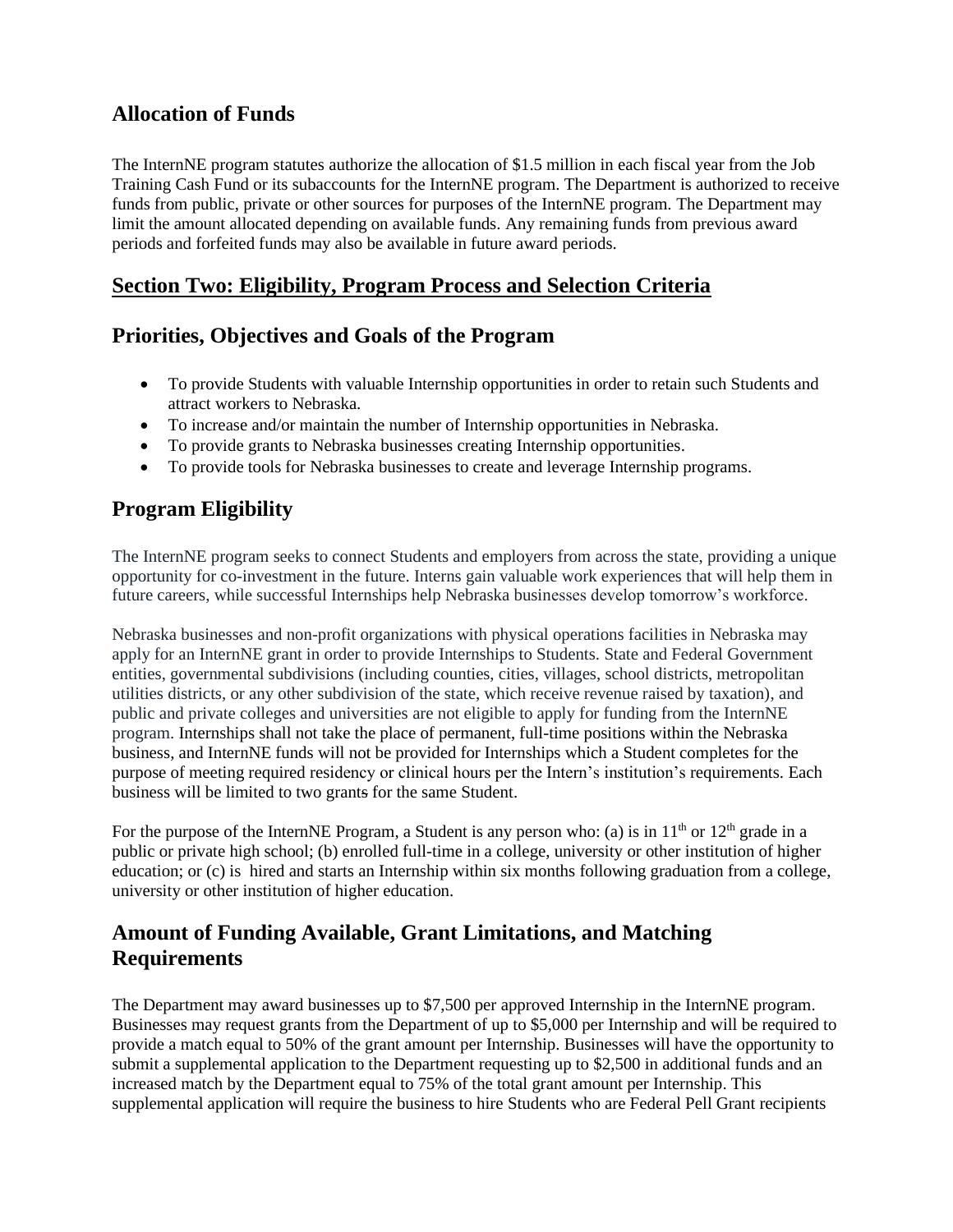## Allocation of Funds

The InternNE program statutes authorize the allocation of $1.5 million in each fiscal year from the Job Training Cash Fund or its subaccounts for the InternNE program. The Department is authorized to receive funds from public, private or other sources for purposes of the InternNE program. The Department may limit the amount allocated depending on available funds. Any remaining funds from previous award periods and forfeited funds may also be available in future award periods.

# Section Two: Eligibility, Program Process and Selection Criteria

## Priorities, Objectives and Goals of the Program

- To provide Students with valuable Internship opportunities in order to retain such Students and attract workers to Nebraska.
- To increase and/or maintain the number of Internship opportunities in Nebraska.
- To provide grants to Nebraska businesses creating Internship opportunities.
- To provide tools for Nebraska businesses to create and leverage Internship programs.

## Program Eligibility

The InternNE program seeks to connect Students and employers from across the state, providing a unique opportunity for co-investment in the future. Interns gain valuable work experiences that will help them in future careers, while successful Internships help Nebraska businesses develop tomorrow's workforce.

Nebraska businesses and non-profit organizations with physical operations facilities in Nebraska may apply for an InternNE grant in order to provide Internships to Students. State and Federal Government entities, governmental subdivisions (including counties, cities, villages, school districts, metropolitan utilities districts, or any other subdivision of the state, which receive revenue raised by taxation), and public and private colleges and universities are not eligible to apply for funding from the InternNE program. Internships shall not take the place of permanent, full-time positions within the Nebraska business, and InternNE funds will not be provided for Internships which a Student completes for the purpose of meeting required residency or clinical hours per the Intern's institution's requirements. Each business will be limited to two grants for the same Student.

For the purpose of the InternNE Program, a Student is any person who: (a) is in 11th or 12th grade in a public or private high school; (b) enrolled full-time in a college, university or other institution of higher education; or (c) is hired and starts an Internship within six months following graduation from a college, university or other institution of higher education.

## Amount of Funding Available, Grant Limitations, and Matching Requirements

The Department may award businesses up to $7,500 per approved Internship in the InternNE program. Businesses may request grants from the Department of up to $5,000 per Internship and will be required to provide a match equal to 50% of the grant amount per Internship. Businesses will have the opportunity to submit a supplemental application to the Department requesting up to $2,500 in additional funds and an increased match by the Department equal to 75% of the total grant amount per Internship. This supplemental application will require the business to hire Students who are Federal Pell Grant recipients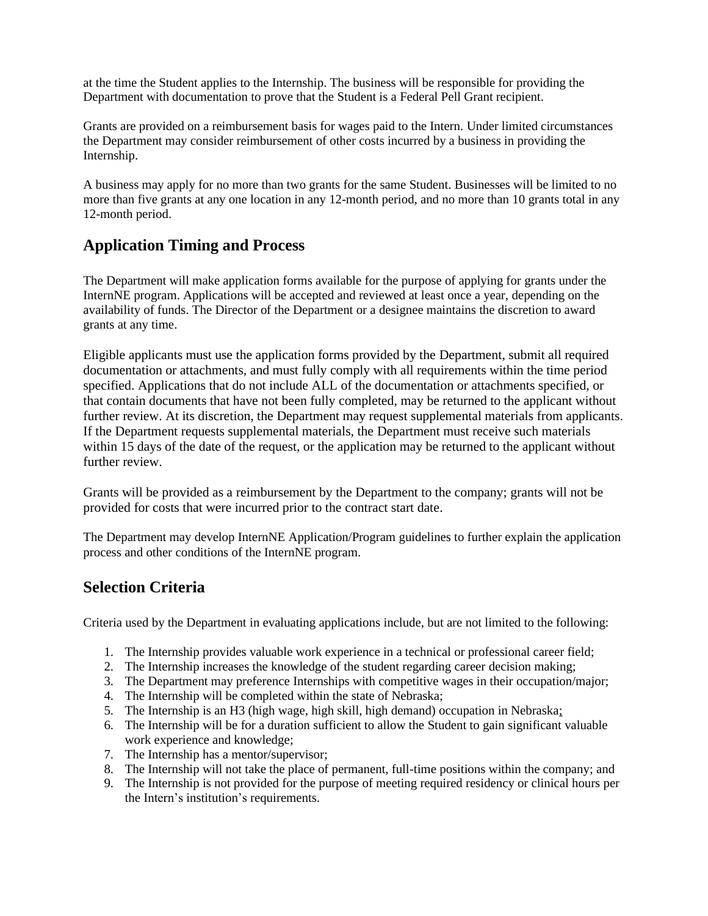at the time the Student applies to the Internship. The business will be responsible for providing the Department with documentation to prove that the Student is a Federal Pell Grant recipient.

Grants are provided on a reimbursement basis for wages paid to the Intern. Under limited circumstances the Department may consider reimbursement of other costs incurred by a business in providing the Internship.

A business may apply for no more than two grants for the same Student. Businesses will be limited to no more than five grants at any one location in any 12-month period, and no more than 10 grants total in any 12-month period.

## Application Timing and Process

The Department will make application forms available for the purpose of applying for grants under the InternNE program. Applications will be accepted and reviewed at least once a year, depending on the availability of funds. The Director of the Department or a designee maintains the discretion to award grants at any time.

Eligible applicants must use the application forms provided by the Department, submit all required documentation or attachments, and must fully comply with all requirements within the time period specified. Applications that do not include ALL of the documentation or attachments specified, or that contain documents that have not been fully completed, may be returned to the applicant without further review. At its discretion, the Department may request supplemental materials from applicants. If the Department requests supplemental materials, the Department must receive such materials within 15 days of the date of the request, or the application may be returned to the applicant without further review.

Grants will be provided as a reimbursement by the Department to the company; grants will not be provided for costs that were incurred prior to the contract start date.

The Department may develop InternNE Application/Program guidelines to further explain the application process and other conditions of the InternNE program.

## Selection Criteria

Criteria used by the Department in evaluating applications include, but are not limited to the following:

1. The Internship provides valuable work experience in a technical or professional career field;
2. The Internship increases the knowledge of the student regarding career decision making;
3. The Department may preference Internships with competitive wages in their occupation/major;
4. The Internship will be completed within the state of Nebraska;
5. The Internship is an H3 (high wage, high skill, high demand) occupation in Nebraska;
6. The Internship will be for a duration sufficient to allow the Student to gain significant valuable work experience and knowledge;
7. The Internship has a mentor/supervisor;
8. The Internship will not take the place of permanent, full-time positions within the company; and
9. The Internship is not provided for the purpose of meeting required residency or clinical hours per the Intern's institution's requirements.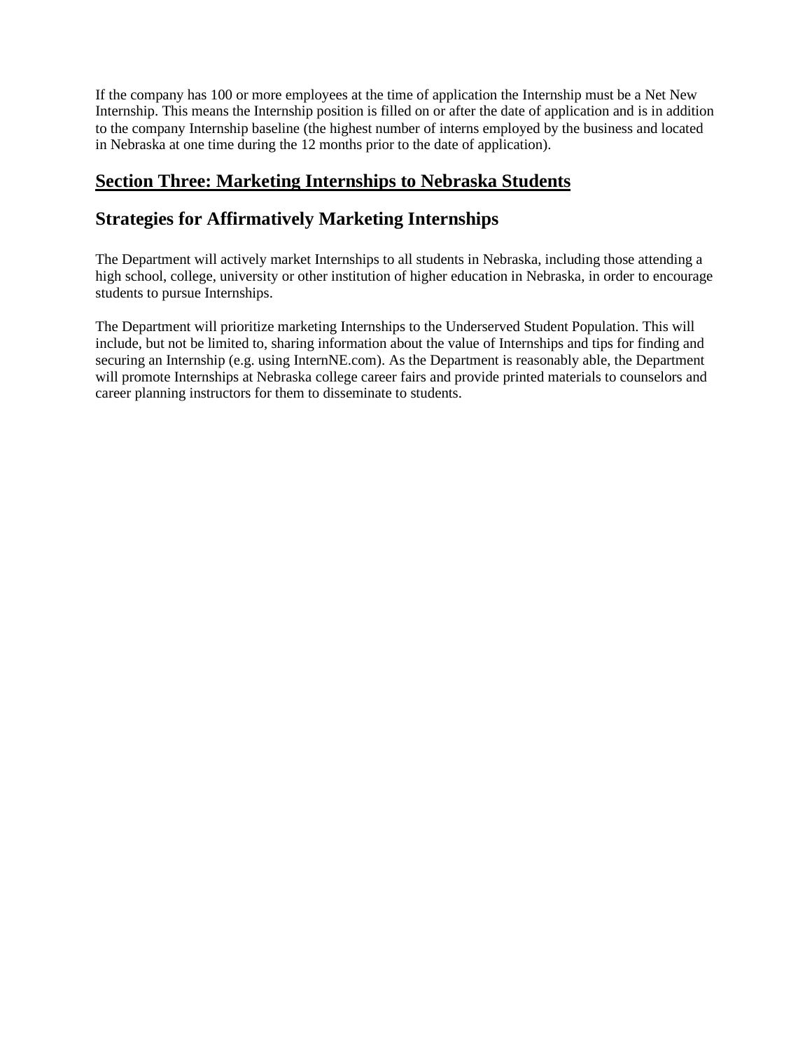If the company has 100 or more employees at the time of application the Internship must be a Net New Internship. This means the Internship position is filled on or after the date of application and is in addition to the company Internship baseline (the highest number of interns employed by the business and located in Nebraska at one time during the 12 months prior to the date of application).

## **<u>Section Three: Marketing Internships to Nebraska Students</u>**

## Strategies for Affirmatively Marketing Internships

The Department will actively market Internships to all students in Nebraska, including those attending a high school, college, university or other institution of higher education in Nebraska, in order to encourage students to pursue Internships.

The Department will prioritize marketing Internships to the Underserved Student Population. This will include, but not be limited to, sharing information about the value of Internships and tips for finding and securing an Internship (e.g. using InternNE.com). As the Department is reasonably able, the Department will promote Internships at Nebraska college career fairs and provide printed materials to counselors and career planning instructors for them to disseminate to students.